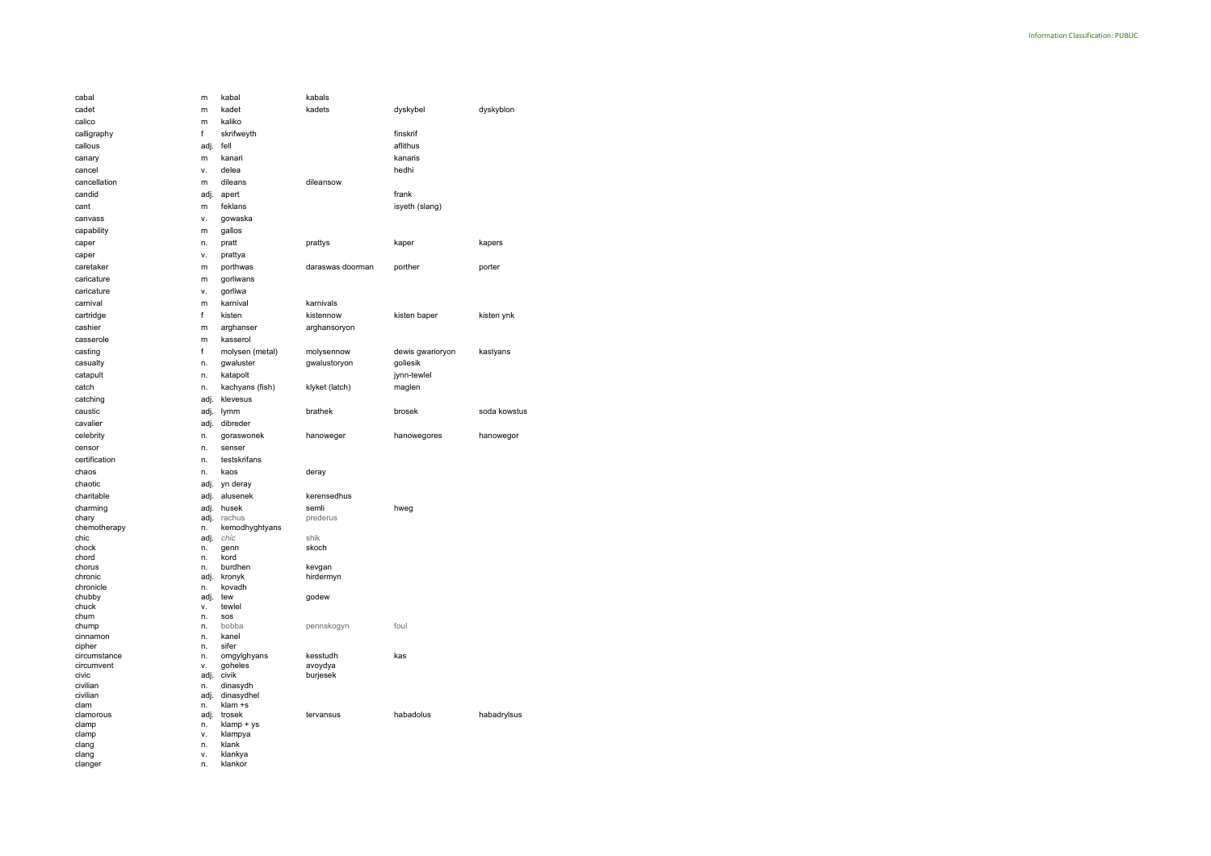| | | | | | |
|---|---|---|---|---|---|
| cabal | m | kabal | kabals | | |
| cadet | m | kadet | kadets | dyskybel | dyskyblon |
| calico | m | kaliko | | | |
| calligraphy | f | skrifweyth | | finskrif | |
| callous | adj. | fell | | aflithus | |
| canary | m | kanari | | kanaris | |
| cancel | v. | delea | | hedhi | |
| cancellation | m | dileans | dileansow | | |
| candid | adj. | apert | | frank | |
| cant | m | feklans | | isyeth (slang) | |
| canvass | v. | gowaska | | | |
| capability | m | gallos | | | |
| caper | n. | pratt | prattys | kaper | kapers |
| caper | v. | prattya | | | |
| caretaker | m | porthwas | daraswas doorman | porther | porter |
| caricature | m | gorliwans | | | |
| caricature | v. | gorliwa | | | |
| carnival | m | karnival | karnivals | | |
| cartridge | f | kisten | kistennow | kisten baper | kisten ynk |
| cashier | m | arghanser | arghansoryon | | |
| casserole | m | kasserol | | | |
| casting | f | molysen (metal) | molysennow | dewis gwarioryon | kastyans |
| casualty | n. | gwaluster | gwalustoryon | goliesik | |
| catapult | n. | katapolt | | jynn-tewlel | |
| catch | n. | kachyans (fish) | klyket (latch) | maglen | |
| catching | adj. | klevesus | | | |
| caustic | adj. | lymm | brathek | brosek | soda kowstus |
| cavalier | adj. | dibreder | | | |
| celebrity | n. | goraswonek | hanoweger | hanowegores | hanowegor |
| censor | n. | senser | | | |
| certification | n. | testskrifans | | | |
| chaos | n. | kaos | deray | | |
| chaotic | adj. | yn deray | | | |
| charitable | adj. | alusenek | kerensedhus | | |
| charming | adj. | husek | semli | hweg | |
| chary | adj. | rachus | prederus | | |
| chemotherapy | n. | kemodhyghtyans | | | |
| chic | adj. | *chic* | shik | | |
| chock | n. | genn | skoch | | |
| chord | n. | kord | | | |
| chorus | n. | burdhen | kevgan | | |
| chronic | adj. | kronyk | hirdermyn | | |
| chronicle | n. | kovadh | | | |
| chubby | adj. | tew | godew | | |
| chuck | v. | tewlel | | | |
| chum | n. | sos | | | |
| chump | n. | bobba | pennskogyn | foul | |
| cinnamon | n. | kanel | | | |
| cipher | n. | sifer | | | |
| circumstance | n. | omgylghyans | kesstudh | kas | |
| circumvent | v. | goheles | avoydya | | |
| civic | adj. | civik | burjesek | | |
| civilian | n. | dinasydh | | | |
| civilian | adj. | dinasydhel | | | |
| clam | n. | klam +s | | | |
| clamorous | adj. | trosek | tervansus | habadolus | habadrylsus |
| clamp | n. | klamp + ys | | | |
| clamp | v. | klampya | | | |
| clang | n. | klank | | | |
| clang | v. | klankya | | | |
| clanger | n. | klankor | | | |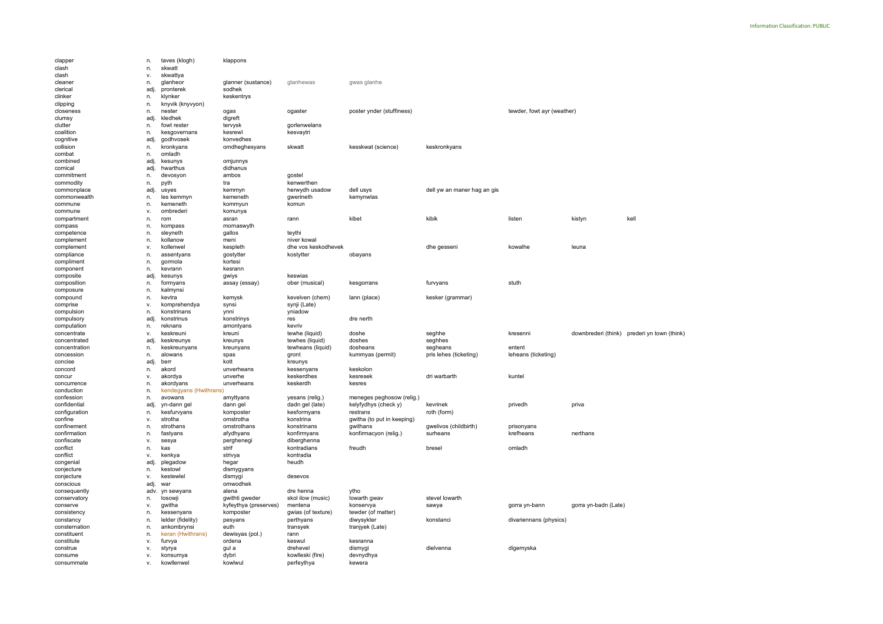| | | | | | | | | | |
|---|---|---|---|---|---|---|---|---|---|
| clapper | n. | taves (klogh) | klappons | | | | | | |
| clash | n. | skwatt | | | | | | | |
| clash | v. | skwattya | | | | | | | |
| cleaner | n. | glanheor | glanner (sustance) | glanhewas | gwas glanhe | | | | |
| clerical | adj. | pronterek | sodhek | | | | | | |
| clinker | n. | klynker | keskentrys | | | | | | |
| clipping | n. | knyvik (knyvyon) | | | | | | | |
| closeness | n. | nester | ogas | ogaster | poster ynder (stuffiness) | | tewder, fowt ayr (weather) | | |
| clumsy | adj. | kledhek | digreft | | | | | | |
| clutter | n. | fowt rester | tervysk | gorlenwelans | | | | | |
| coalition | n. | kesgovernans | kesrewl | kesvaytri | | | | | |
| cognitive | adj. | godhvosek | konvedhes | | | | | | |
| collision | n. | kronkyans | omdheghesyans | skwatt | kesskwat (science) | keskronkyans | | | |
| combat | n. | omladh | | | | | | | |
| combined | adj. | kesunys | omjunnys | | | | | | |
| comical | adj. | hwarthus | didhanus | | | | | | |
| commitment | n. | devosyon | ambos | gostel | | | | | |
| commodity | n. | pyth | tra | kenwerthen | | | | | |
| commonplace | adj. | usyes | kemmyn | herwydh usadow | dell usys | dell yw an maner hag an gis | | | |
| commonwealth | n. | les kemmyn | kemeneth | gwerineth | kemynwlas | | | | |
| commune | n. | kemeneth | kommyun | komun | | | | | |
| commune | v. | ombrederi | komunya | | | | | | |
| compartment | n. | rom | asran | rann | kibet | kibik | listen | kistyn | kell |
| compass | n. | kompass | mornaswyth | | | | | | |
| competence | n. | sleyneth | gallos | teythi | | | | | |
| complement | n. | kollanow | meni | niver kowal | | | | | |
| complement | v. | kollenwel | kespleth | dhe vos keskodhevek | | dhe gesseni | kowalhe | leuna | |
| compliance | n. | assentyans | gostytter | kostytter | obayans | | | | |
| compliment | n. | gormola | kortesi | | | | | | |
| component | n. | kevrann | kesrann | | | | | | |
| composite | adj. | kesunys | gwiys | keswias | | | | | |
| composition | n. | formyans | assay (essay) | ober (musical) | kesgorrans | furvyans | stuth | | |
| composure | n. | kalmynsi | | | | | | | |
| compound | n. | kevtra | kemysk | kevelven (chem) | lann (place) | kesker (grammar) | | | |
| comprise | v. | komprehendya | synsi | synji (Late) | | | | | |
| compulsion | n. | konstrinans | ynni | yniadow | | | | | |
| compulsory | adj. | konstrinus | konstrinys | res | dre nerth | | | | |
| computation | n. | reknans | amontyans | kevriv | | | | | |
| concentrate | v. | keskreuni | kreuni | tewhe (liquid) | doshe | seghhe | kresenni | downbrederi (think) | prederi yn town (think) |
| concentrated | adj. | keskreunys | kreunys | tewhes (liquid) | doshes | seghhes | | | |
| concentration | n. | keskreunyans | kreunyans | tewheans (liquid) | dosheans | segheans | entent | | |
| concession | n. | alowans | spas | gront | kummyas (permit) | pris lehes (ticketing) | leheans (ticketing) | | |
| concise | adj. | berr | kott | kreunys | | | | | |
| concord | n. | akord | unverheans | kessenyans | keskolon | | | | |
| concur | v. | akordya | unverhe | keskerdhes | kesresek | dri warbarth | kuntel | | |
| concurrence | n. | akordyans | unverheans | keskerdh | kesres | | | | |
| conduction | n. | kendegyans (Hwithrans) | | | | | | | |
| confession | n. | avowans | amyttyans | yesans (relig.) | meneges peghosow (relig.) | | | | |
| confidential | adj. | yn-dann gel | dann gel | dadn gel (late) | kelyfydhys (check y) | kevrinek | privedh | priva | |
| configuration | n. | kesfurvyans | komposter | kesformyans | restrans | roth (form) | | | |
| confine | v. | strotha | omstrotha | konstrina | gwitha (to put in keeping) | | | | |
| confinement | n. | strothans | omstrothans | konstrinans | gwithans | gwelivos (childbirth) | prisonyans | | |
| confirmation | n. | fastyans | afydhyans | konfirmyans | konfirmacyon (relig.) | surheans | krefheans | nerthans | |
| confiscate | v. | sesya | perghenegi | diberghenna | | | | | |
| conflict | n. | kas | strif | kontradians | freudh | bresel | omladh | | |
| conflict | v. | kenkya | strivya | kontradia | | | | | |
| congenial | adj. | plegadow | hegar | heudh | | | | | |
| conjecture | n. | kestowl | dismygyans | | | | | | |
| conjecture | v. | kestewlel | dismygi | desevos | | | | | |
| conscious | adj. | war | omwodhek | | | | | | |
| consequently | adv. | yn sewyans | alena | dre henna | ytho | | | | |
| conservatory | n. | losowji | gwithti gweder | skol ilow (music) | lowarth gwav | stevel lowarth | | | |
| conserve | v. | gwitha | kyfeythya (preserves) | mentena | konservya | sawya | gorra yn-bann | gorra yn-badn (Late) | |
| consistency | n. | kessenyans | komposter | gwias (of texture) | tewder (of matter) | | | | |
| constancy | n. | lelder (fidelity) | pesyans | perthyans | diwysykter | konstanci | divariennans (physics) | | |
| consternation | n. | ankombrynsi | euth | transyek | tranjyek (Late) | | | | |
| constituent | n. | keran (Hwithrans) | dewisyas (pol.) | rann | | | | | |
| constitute | v. | furvya | ordena | keswul | kesranna | | | | |
| construe | v. | styrya | gul a | drehevel | dismygi | dielvenna | digemyska | | |
| consume | v. | konsumya | dybri | kowlleski (fire) | devnydhya | | | | |
| consummate | v. | kowllenwel | kowlwul | perfeythya | kewera | | | | |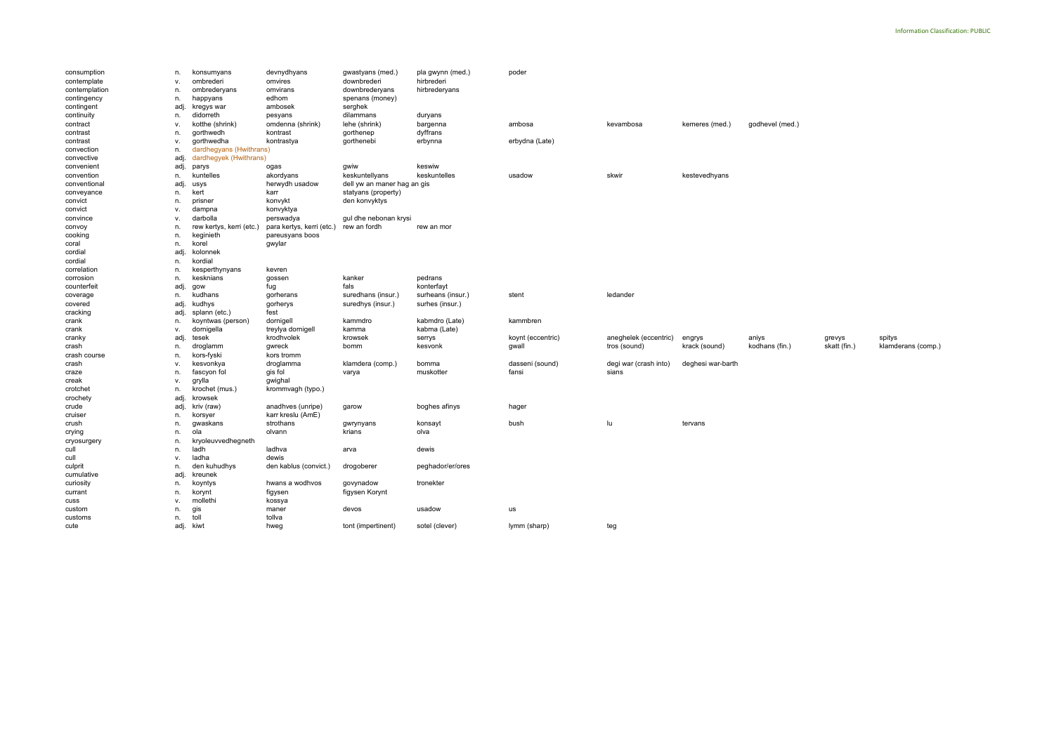| | | | | | | | | | | | |
|---|---|---|---|---|---|---|---|---|---|---|---|
| consumption | n. | konsumyans | devnydhyans | gwastyans (med.) | pla gwynn (med.) | poder | | | | | |
| contemplate | v. | ombrederi | omvires | downbrederi | hirbrederi | | | | | | |
| contemplation | n. | ombrederyans | omvirans | downbrederyans | hirbrederyans | | | | | | |
| contingency | n. | happyans | edhom | spenans (money) | | | | | | | |
| contingent | adj. | kregys war | ambosek | serghek | | | | | | | |
| continuity | n. | didorreth | pesyans | dilammans | duryans | | | | | | |
| contract | v. | kotthe (shrink) | omdenna (shrink) | lehe (shrink) | bargenna | ambosa | kevambosa | kemeres (med.) | godhevel (med.) | | |
| contrast | n. | gorthwedh | kontrast | gorthenep | dyffrans | | | | | | |
| contrast | v. | gorthwedha | kontrastya | gorthenebi | erbynna | erbydna (Late) | | | | | |
| convection | n. | dardhegyans (Hwithrans) | | | | | | | | | |
| convective | adj. | dardhegyek (Hwithrans) | | | | | | | | | |
| convenient | adj. | parys | ogas | gwiw | keswiw | | | | | | |
| convention | n. | kuntelles | akordyans | keskuntellyans | keskuntelles | usadow | skwir | kestevedhyans | | | |
| conventional | adj. | usys | herwydh usadow | dell yw an maner hag an gis | | | | | | | |
| conveyance | n. | kert | karr | statyans (property) | | | | | | | |
| convict | n. | prisner | konvykt | den konvyktys | | | | | | | |
| convict | v. | dampna | konvyktya | | | | | | | | |
| convince | v. | darbolla | perswadya | gul dhe nebonan krysi | | | | | | | |
| convoy | n. | rew kertys, kerri (etc.) | para kertys, kerri (etc.) | rew an fordh | rew an mor | | | | | | |
| cooking | n. | keginieth | pareusyans boos | | | | | | | | |
| coral | n. | korel | gwylar | | | | | | | | |
| cordial | adj. | kolonnek | | | | | | | | | |
| cordial | n. | kordial | | | | | | | | | |
| correlation | n. | kesperthynyans | kevren | | | | | | | | |
| corrosion | n. | kesknians | gossen | kanker | pedrans | | | | | | |
| counterfeit | adj. | gow | fug | fals | konterfayt | | | | | | |
| coverage | n. | kudhans | gorherans | suredhans (insur.) | surheans (insur.) | stent | ledander | | | | |
| covered | adj. | kudhys | gorherys | suredhys (insur.) | surhes (insur.) | | | | | | |
| cracking | adj. | splann (etc.) | fest | | | | | | | | |
| crank | n. | koyntwas (person) | dornigell | kammdro | kabmdro (Late) | kammbren | | | | | |
| crank | v. | dornigella | treylya dornigell | kamma | kabma (Late) | | | | | | |
| cranky | adj. | tesek | krodhvolek | krowsek | serrys | koynt (eccentric) | aneghelek (eccentric) | engrys | aniys | grevys | spitys |
| crash | n. | droglamm | gwreck | bomm | kesvonk | gwall | tros (sound) | krack (sound) | kodhans (fin.) | skatt (fin.) | klamderans (comp.) |
| crash course | n. | kors-fyski | kors tromm | | | | | | | | |
| crash | v. | kesvonkya | droglamma | klamdera (comp.) | bomma | dasseni (sound) | degi war (crash into) | deghesi war-barth | | | |
| craze | n. | fascyon fol | gis fol | varya | muskotter | fansi | sians | | | | |
| creak | v. | grylla | gwighal | | | | | | | | |
| crotchet | n. | krochet (mus.) | krommvagh (typo.) | | | | | | | | |
| crochety | adj. | krowsek | | | | | | | | | |
| crude | adj. | kriv (raw) | anadhves (unripe) | garow | boghes afinys | hager | | | | | |
| cruiser | n. | korsyer | karr kreslu (AmE) | | | | | | | | |
| crush | n. | gwaskans | strothans | gwrynyans | konsayt | bush | lu | tervans | | | |
| crying | n. | ola | olvann | krians | olva | | | | | | |
| cryosurgery | n. | kryoleuvvedhegneth | | | | | | | | | |
| cull | n. | ladh | ladhva | arva | dewis | | | | | | |
| cull | v. | ladha | dewis | | | | | | | | |
| culprit | n. | den kuhudhys | den kablus (convict.) | drogoberer | peghador/er/ores | | | | | | |
| cumulative | adj. | kreunek | | | | | | | | | |
| curiosity | n. | koyntys | hwans a wodhvos | govynadow | tronekter | | | | | | |
| currant | n. | korynt | figysen | figysen Korynt | | | | | | | |
| cuss | v. | mollethi | kossya | | | | | | | | |
| custom | n. | gis | maner | devos | usadow | us | | | | | |
| customs | n. | toll | tollva | | | | | | | | |
| cute | adj. | kiwt | hweg | tont (impertinent) | sotel (clever) | lymm (sharp) | teg | | | | |